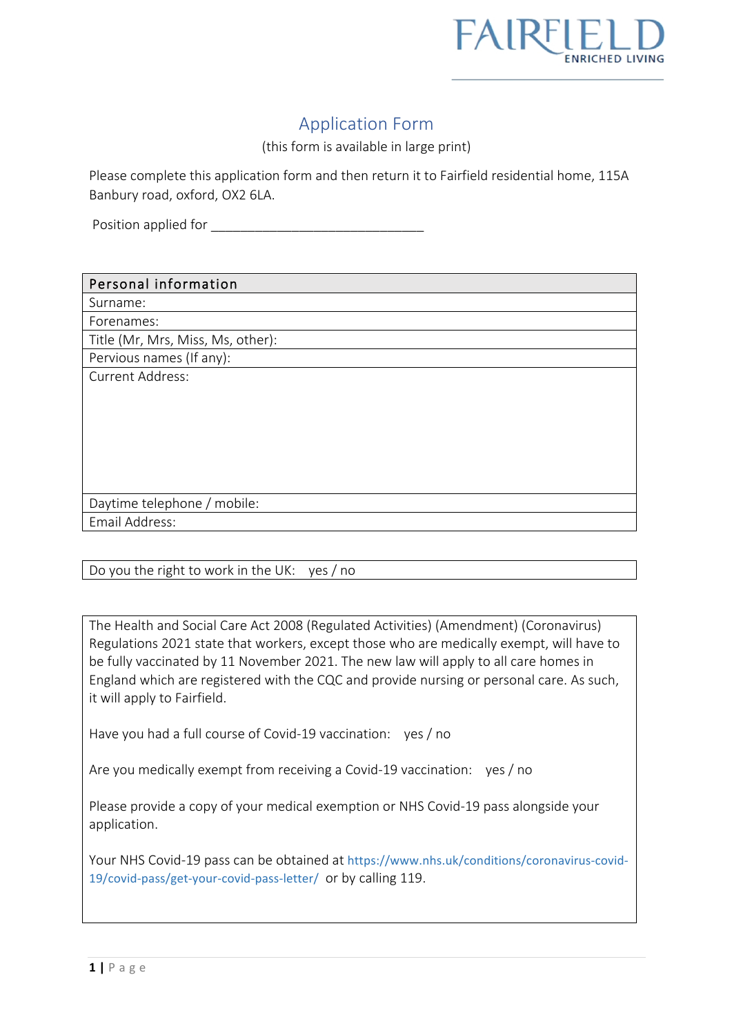FAIRFIELD
ENRICHED LIVING

# Application Form

(this form is available in large print)

Please complete this application form and then return it to Fairfield residential home, 115A Banbury road, oxford, OX2 6LA.

Position applied for ______________________________

| Personal information |
| --- |
| Surname: |
| Forenames: |
| Title (Mr, Mrs, Miss, Ms, other): |
| Pervious names (If any): |
| Current Address: |
| Daytime telephone / mobile: |
| Email Address: |

| Do you the right to work in the UK: yes / no |
| --- |

The Health and Social Care Act 2008 (Regulated Activities) (Amendment) (Coronavirus) Regulations 2021 state that workers, except those who are medically exempt, will have to be fully vaccinated by 11 November 2021. The new law will apply to all care homes in England which are registered with the CQC and provide nursing or personal care. As such, it will apply to Fairfield.

Have you had a full course of Covid-19 vaccination: yes / no

Are you medically exempt from receiving a Covid-19 vaccination: yes / no

Please provide a copy of your medical exemption or NHS Covid-19 pass alongside your application.

Your NHS Covid-19 pass can be obtained at https://www.nhs.uk/conditions/coronavirus-covid-19/covid-pass/get-your-covid-pass-letter/ or by calling 119.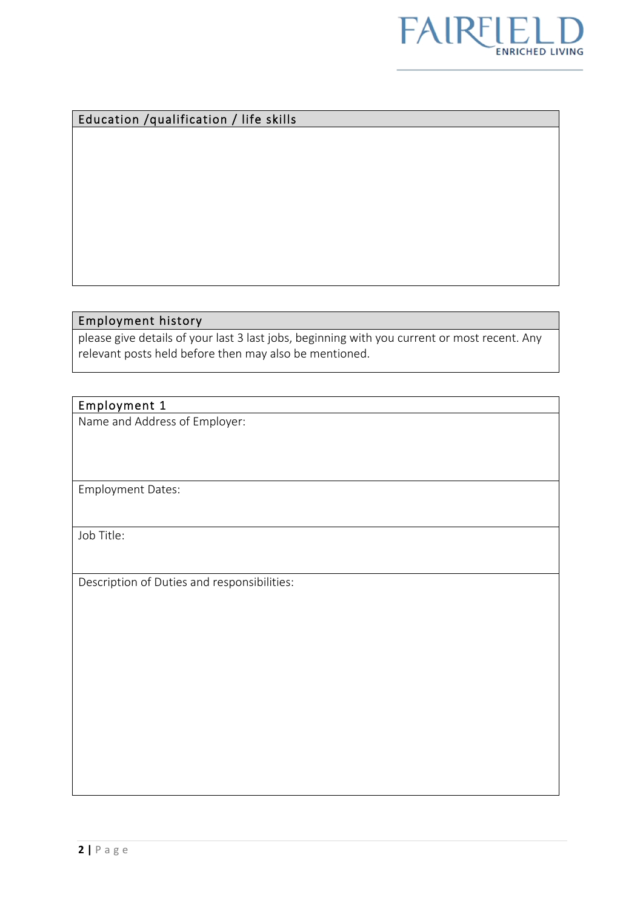## Education /qualification / life skills

## Employment history

please give details of your last 3 last jobs, beginning with you current or most recent. Any relevant posts held before then may also be mentioned.

### Employment 1

Name and Address of Employer:

Employment Dates:

Job Title:

Description of Duties and responsibilities: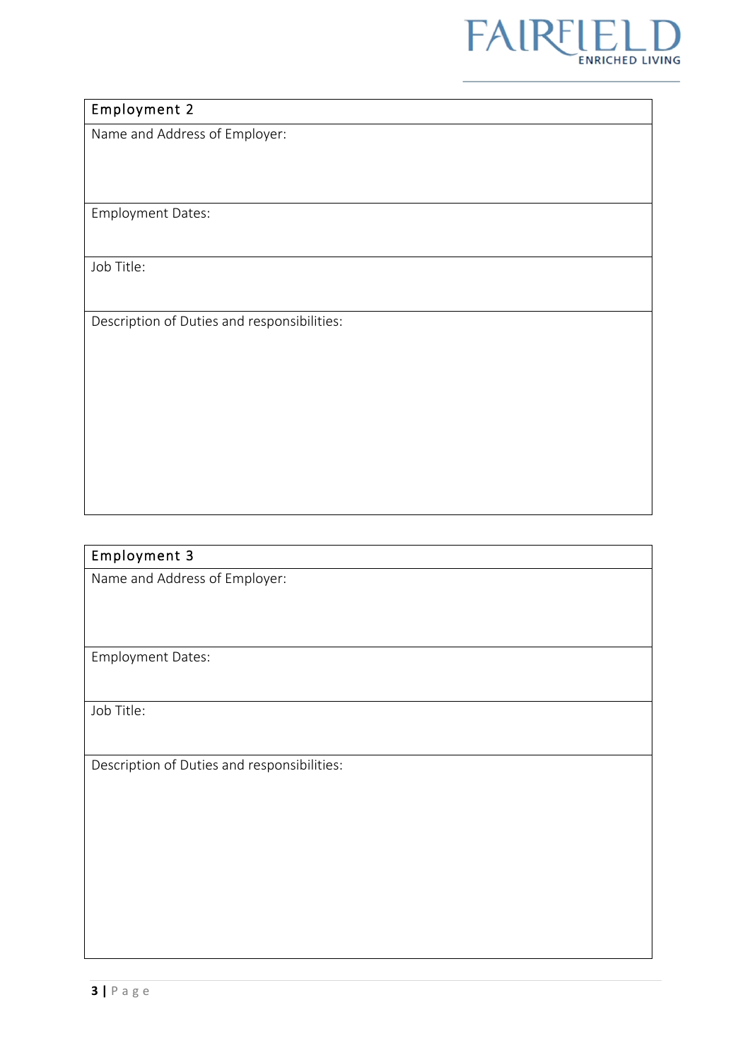| Employment 2 |
| --- |
| Name and Address of Employer: |
| Employment Dates: |
| Job Title: |
| Description of Duties and responsibilities: |

| Employment 3 |
| --- |
| Name and Address of Employer: |
| Employment Dates: |
| Job Title: |
| Description of Duties and responsibilities: |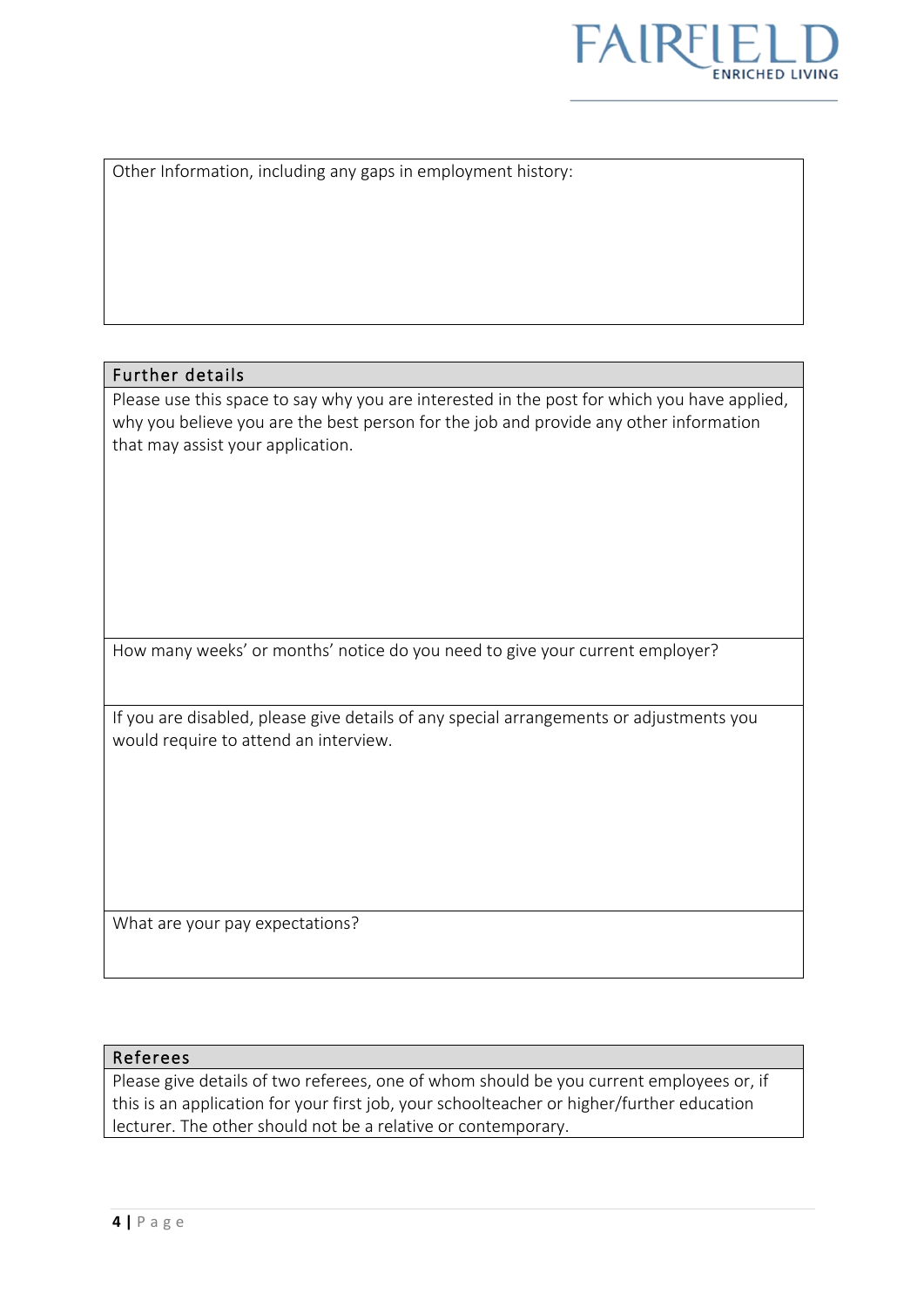Other Information, including any gaps in employment history:

## Further details

Please use this space to say why you are interested in the post for which you have applied, why you believe you are the best person for the job and provide any other information that may assist your application.

How many weeks' or months' notice do you need to give your current employer?

If you are disabled, please give details of any special arrangements or adjustments you would require to attend an interview.

What are your pay expectations?

## Referees

Please give details of two referees, one of whom should be you current employees or, if this is an application for your first job, your schoolteacher or higher/further education lecturer. The other should not be a relative or contemporary.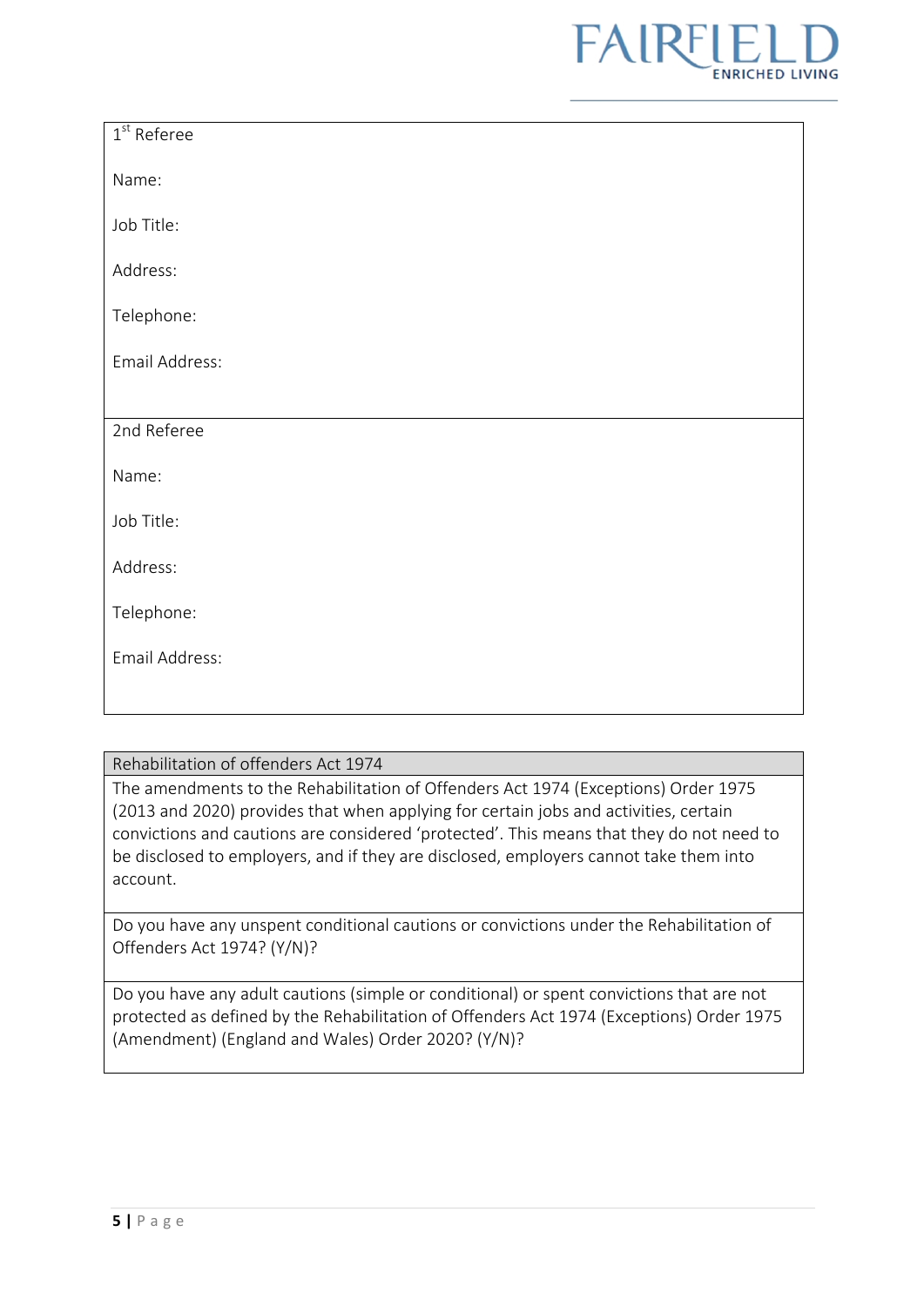| 1st Referee |
| --- |
| Name: |
| Job Title: |
| Address: |
| Telephone: |
| Email Address: |

| 2nd Referee |
| --- |
| Name: |
| Job Title: |
| Address: |
| Telephone: |
| Email Address: |

| Rehabilitation of offenders Act 1974 |
| --- |
| The amendments to the Rehabilitation of Offenders Act 1974 (Exceptions) Order 1975 (2013 and 2020) provides that when applying for certain jobs and activities, certain convictions and cautions are considered 'protected'. This means that they do not need to be disclosed to employers, and if they are disclosed, employers cannot take them into account. |
| Do you have any unspent conditional cautions or convictions under the Rehabilitation of Offenders Act 1974? (Y/N)? |
| Do you have any adult cautions (simple or conditional) or spent convictions that are not protected as defined by the Rehabilitation of Offenders Act 1974 (Exceptions) Order 1975 (Amendment) (England and Wales) Order 2020? (Y/N)? |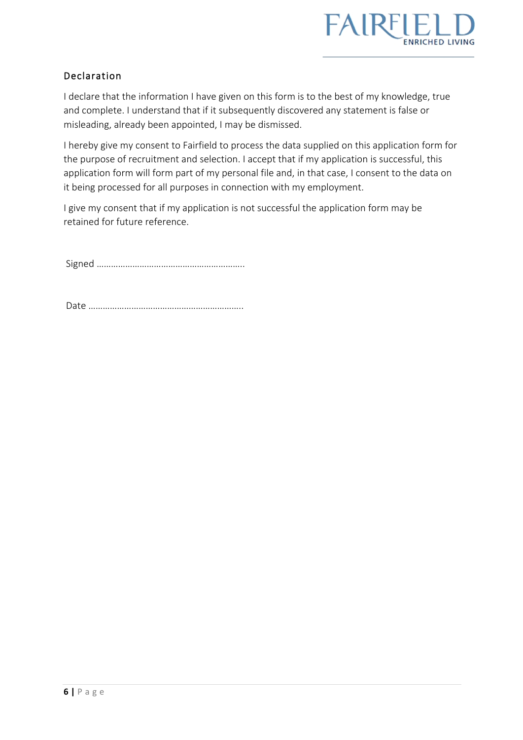## Declaration

I declare that the information I have given on this form is to the best of my knowledge, true and complete. I understand that if it subsequently discovered any statement is false or misleading, already been appointed, I may be dismissed.

I hereby give my consent to Fairfield to process the data supplied on this application form for the purpose of recruitment and selection. I accept that if my application is successful, this application form will form part of my personal file and, in that case, I consent to the data on it being processed for all purposes in connection with my employment.

I give my consent that if my application is not successful the application form may be retained for future reference.

Signed ……………………………………………………..

Date ………………………………………………………..